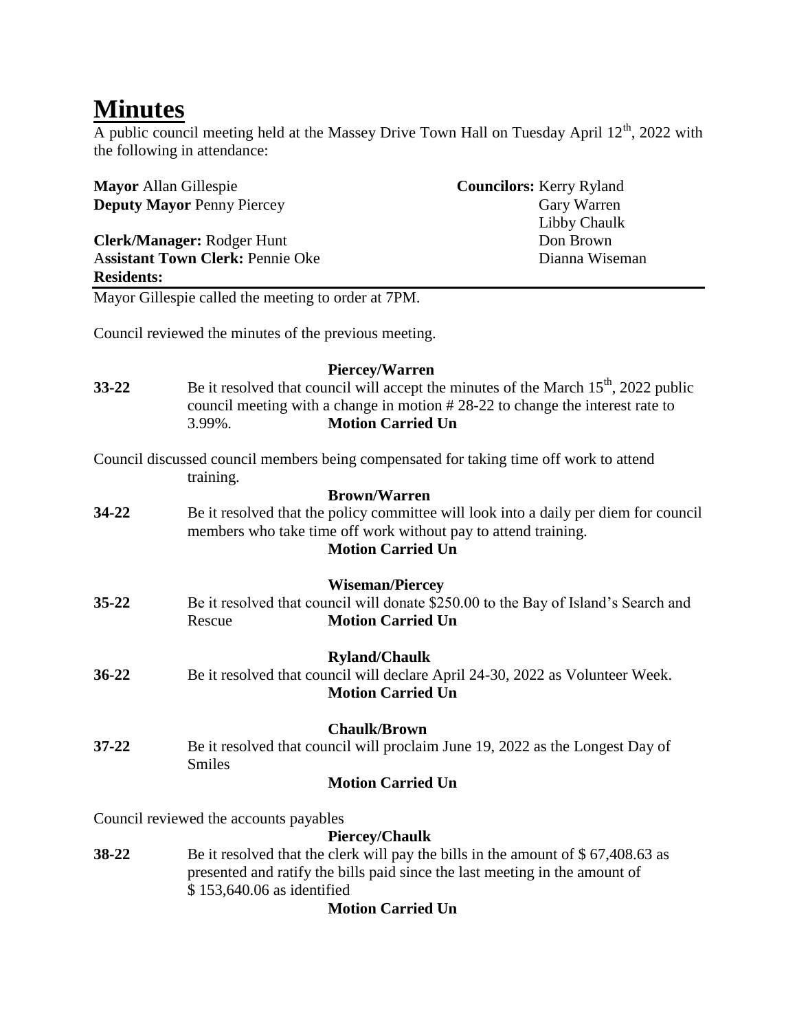# Minutes

A public council meeting held at the Massey Drive Town Hall on Tuesday April 12th, 2022 with the following in attendance:

**Mayor** Allan Gillespie
**Deputy Mayor** Penny Piercey

**Clerk/Manager:** Rodger Hunt
**Assistant Town Clerk:** Pennie Oke
**Residents:**

**Councilors:** Kerry Ryland
Gary Warren
Libby Chaulk
Don Brown
Dianna Wiseman

---

Mayor Gillespie called the meeting to order at 7PM.

Council reviewed the minutes of the previous meeting.

**Piercey/Warren**

**33-22** Be it resolved that council will accept the minutes of the March 15th, 2022 public council meeting with a change in motion # 28-22 to change the interest rate to 3.99%. **Motion Carried Un**

Council discussed council members being compensated for taking time off work to attend training.

**Brown/Warren**

**34-22** Be it resolved that the policy committee will look into a daily per diem for council members who take time off work without pay to attend training.
**Motion Carried Un**

**Wiseman/Piercey**

**35-22** Be it resolved that council will donate $250.00 to the Bay of Island's Search and Rescue **Motion Carried Un**

**Ryland/Chaulk**

**36-22** Be it resolved that council will declare April 24-30, 2022 as Volunteer Week.
**Motion Carried Un**

**Chaulk/Brown**

**37-22** Be it resolved that council will proclaim June 19, 2022 as the Longest Day of Smiles
**Motion Carried Un**

Council reviewed the accounts payables

**Piercey/Chaulk**

**38-22** Be it resolved that the clerk will pay the bills in the amount of $ 67,408.63 as presented and ratify the bills paid since the last meeting in the amount of $ 153,640.06 as identified
**Motion Carried Un**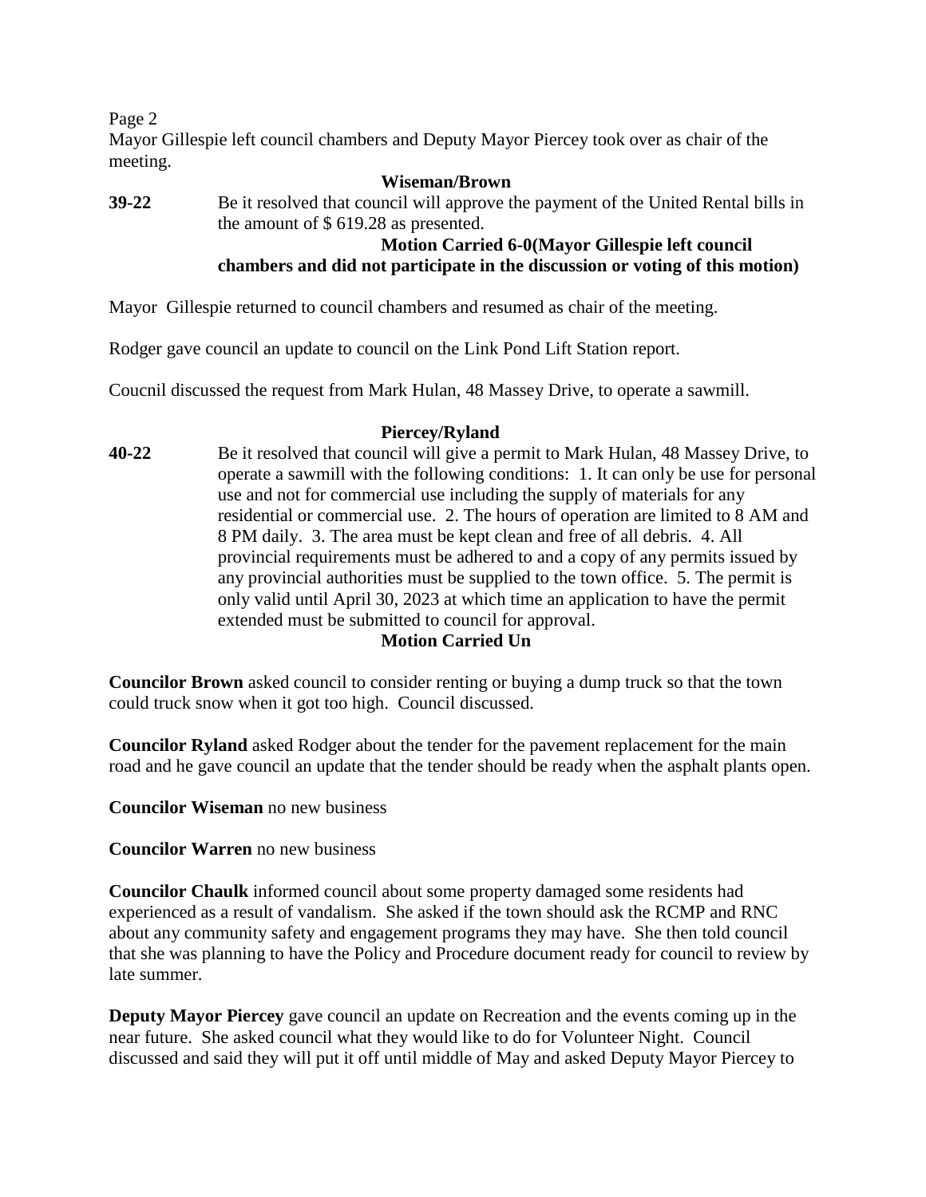Mayor Gillespie left council chambers and Deputy Mayor Piercey took over as chair of the meeting.

**Wiseman/Brown**

**39-22** Be it resolved that council will approve the payment of the United Rental bills in the amount of $ 619.28 as presented.

**Motion Carried 6-0(Mayor Gillespie left council chambers and did not participate in the discussion or voting of this motion)**

Mayor Gillespie returned to council chambers and resumed as chair of the meeting.

Rodger gave council an update to council on the Link Pond Lift Station report.

Coucnil discussed the request from Mark Hulan, 48 Massey Drive, to operate a sawmill.

**Piercey/Ryland**

**40-22** Be it resolved that council will give a permit to Mark Hulan, 48 Massey Drive, to operate a sawmill with the following conditions: 1. It can only be use for personal use and not for commercial use including the supply of materials for any residential or commercial use. 2. The hours of operation are limited to 8 AM and 8 PM daily. 3. The area must be kept clean and free of all debris. 4. All provincial requirements must be adhered to and a copy of any permits issued by any provincial authorities must be supplied to the town office. 5. The permit is only valid until April 30, 2023 at which time an application to have the permit extended must be submitted to council for approval.

**Motion Carried Un**

**Councilor Brown** asked council to consider renting or buying a dump truck so that the town could truck snow when it got too high. Council discussed.

**Councilor Ryland** asked Rodger about the tender for the pavement replacement for the main road and he gave council an update that the tender should be ready when the asphalt plants open.

**Councilor Wiseman** no new business

**Councilor Warren** no new business

**Councilor Chaulk** informed council about some property damaged some residents had experienced as a result of vandalism. She asked if the town should ask the RCMP and RNC about any community safety and engagement programs they may have. She then told council that she was planning to have the Policy and Procedure document ready for council to review by late summer.

**Deputy Mayor Piercey** gave council an update on Recreation and the events coming up in the near future. She asked council what they would like to do for Volunteer Night. Council discussed and said they will put it off until middle of May and asked Deputy Mayor Piercey to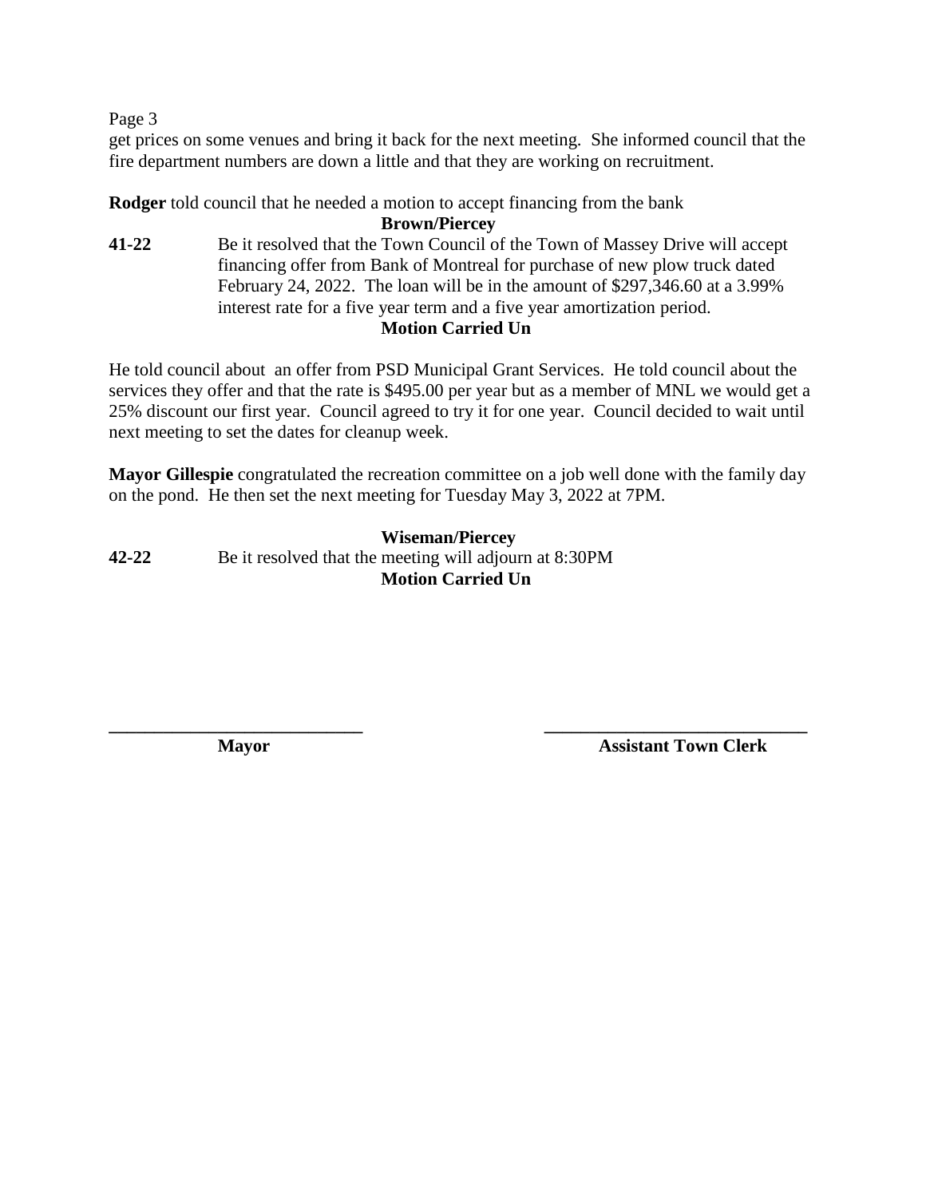get prices on some venues and bring it back for the next meeting. She informed council that the fire department numbers are down a little and that they are working on recruitment.

**Rodger** told council that he needed a motion to accept financing from the bank

**Brown/Piercey**

**41-22** Be it resolved that the Town Council of the Town of Massey Drive will accept financing offer from Bank of Montreal for purchase of new plow truck dated February 24, 2022. The loan will be in the amount of $297,346.60 at a 3.99% interest rate for a five year term and a five year amortization period.

**Motion Carried Un**

He told council about an offer from PSD Municipal Grant Services. He told council about the services they offer and that the rate is $495.00 per year but as a member of MNL we would get a 25% discount our first year. Council agreed to try it for one year. Council decided to wait until next meeting to set the dates for cleanup week.

**Mayor Gillespie** congratulated the recreation committee on a job well done with the family day on the pond. He then set the next meeting for Tuesday May 3, 2022 at 7PM.

**Wiseman/Piercey**

**42-22** Be it resolved that the meeting will adjourn at 8:30PM

**Motion Carried Un**

\_\_\_\_\_\_\_\_\_\_\_\_\_\_\_\_\_\_\_\_\_\_\_\_\_\_\_\_ \_\_\_\_\_\_\_\_\_\_\_\_\_\_\_\_\_\_\_\_\_\_\_\_\_\_\_\_

**Mayor** **Assistant Town Clerk**